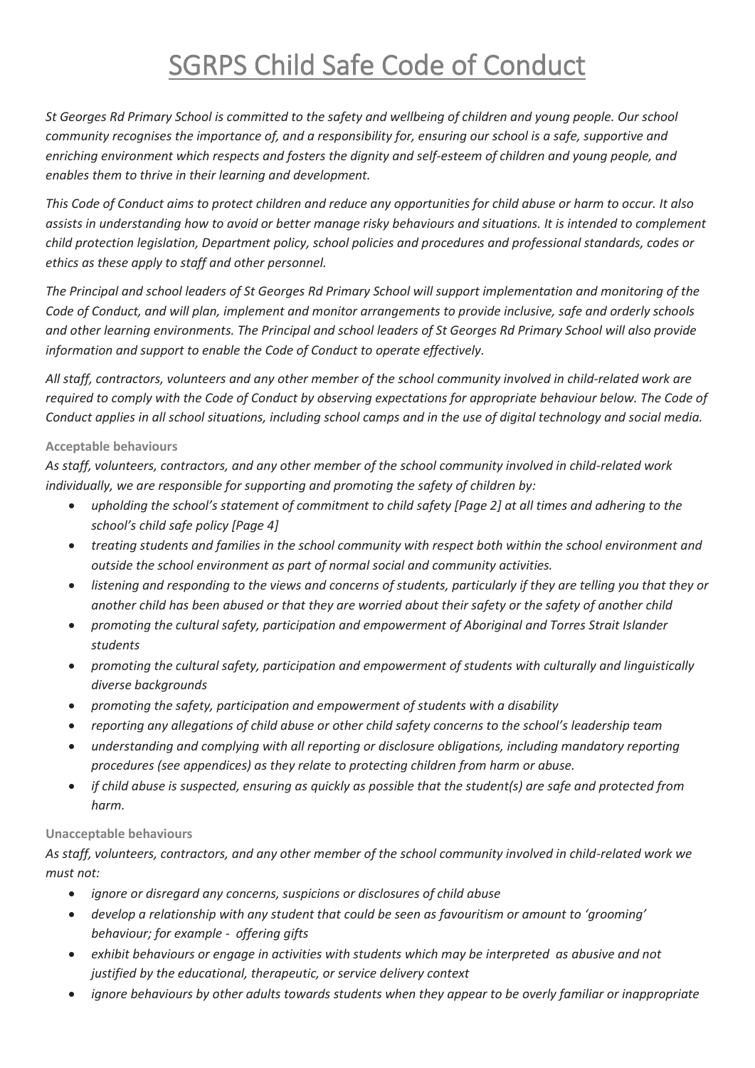# SGRPS Child Safe Code of Conduct

*St Georges Rd Primary School is committed to the safety and wellbeing of children and young people. Our school community recognises the importance of, and a responsibility for, ensuring our school is a safe, supportive and enriching environment which respects and fosters the dignity and self-esteem of children and young people, and enables them to thrive in their learning and development.*

*This Code of Conduct aims to protect children and reduce any opportunities for child abuse or harm to occur. It also assists in understanding how to avoid or better manage risky behaviours and situations. It is intended to complement child protection legislation, Department policy, school policies and procedures and professional standards, codes or ethics as these apply to staff and other personnel.*

*The Principal and school leaders of St Georges Rd Primary School will support implementation and monitoring of the Code of Conduct, and will plan, implement and monitor arrangements to provide inclusive, safe and orderly schools and other learning environments. The Principal and school leaders of St Georges Rd Primary School will also provide information and support to enable the Code of Conduct to operate effectively.*

*All staff, contractors, volunteers and any other member of the school community involved in child-related work are required to comply with the Code of Conduct by observing expectations for appropriate behaviour below. The Code of Conduct applies in all school situations, including school camps and in the use of digital technology and social media.*

**Acceptable behaviours**

*As staff, volunteers, contractors, and any other member of the school community involved in child-related work individually, we are responsible for supporting and promoting the safety of children by:*

- *upholding the school's statement of commitment to child safety [Page 2] at all times and adhering to the school's child safe policy [Page 4]*
- *treating students and families in the school community with respect both within the school environment and outside the school environment as part of normal social and community activities.*
- *listening and responding to the views and concerns of students, particularly if they are telling you that they or another child has been abused or that they are worried about their safety or the safety of another child*
- *promoting the cultural safety, participation and empowerment of Aboriginal and Torres Strait Islander students*
- *promoting the cultural safety, participation and empowerment of students with culturally and linguistically diverse backgrounds*
- *promoting the safety, participation and empowerment of students with a disability*
- *reporting any allegations of child abuse or other child safety concerns to the school's leadership team*
- *understanding and complying with all reporting or disclosure obligations, including mandatory reporting procedures (see appendices) as they relate to protecting children from harm or abuse.*
- *if child abuse is suspected, ensuring as quickly as possible that the student(s) are safe and protected from harm.*

**Unacceptable behaviours**

*As staff, volunteers, contractors, and any other member of the school community involved in child-related work we must not:*

- *ignore or disregard any concerns, suspicions or disclosures of child abuse*
- *develop a relationship with any student that could be seen as favouritism or amount to 'grooming' behaviour; for example - offering gifts*
- *exhibit behaviours or engage in activities with students which may be interpreted as abusive and not justified by the educational, therapeutic, or service delivery context*
- *ignore behaviours by other adults towards students when they appear to be overly familiar or inappropriate*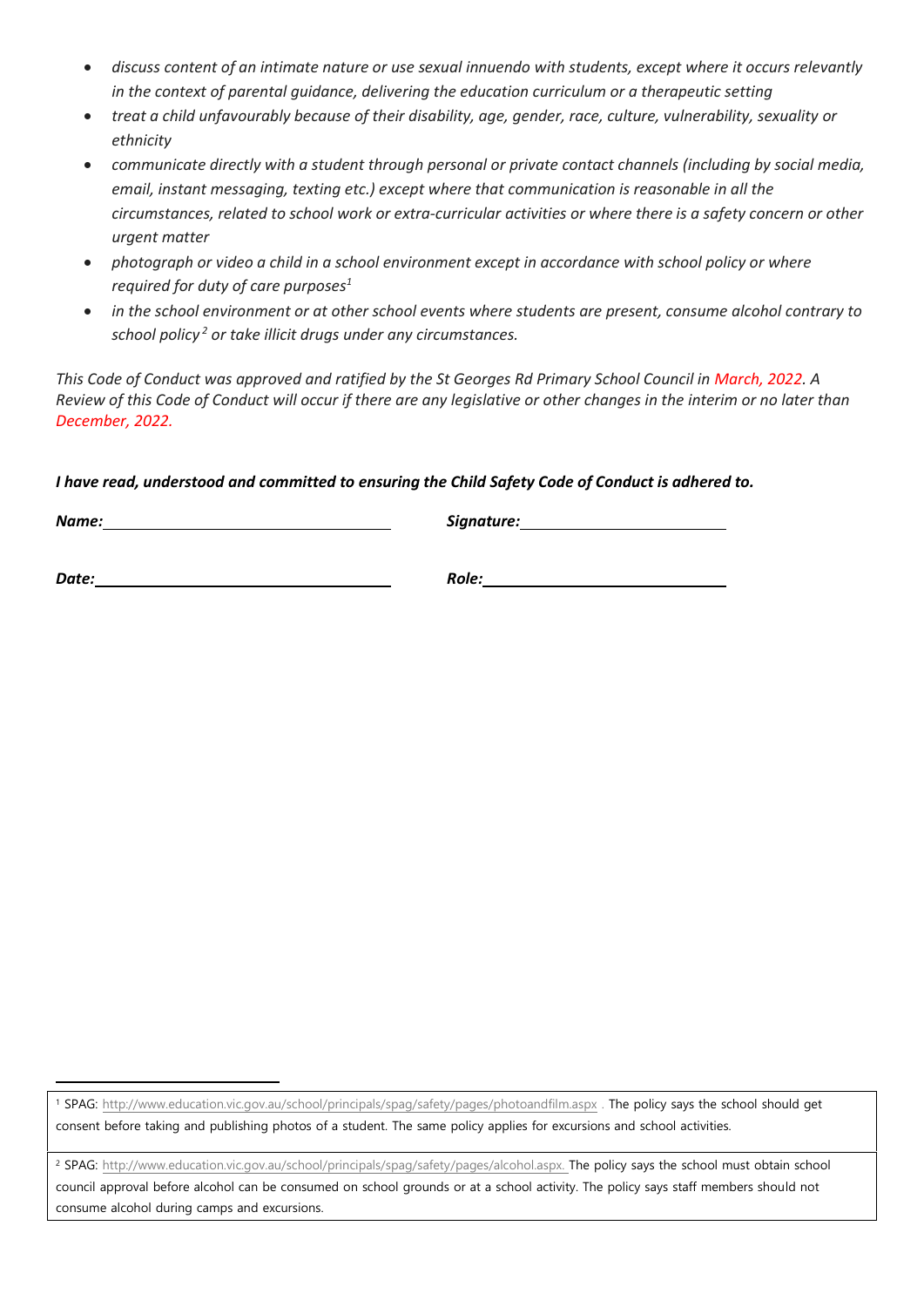- *discuss content of an intimate nature or use sexual innuendo with students, except where it occurs relevantly in the context of parental guidance, delivering the education curriculum or a therapeutic setting*
- *treat a child unfavourably because of their disability, age, gender, race, culture, vulnerability, sexuality or ethnicity*
- *communicate directly with a student through personal or private contact channels (including by social media, email, instant messaging, texting etc.) except where that communication is reasonable in all the circumstances, related to school work or extra-curricular activities or where there is a safety concern or other urgent matter*
- *photograph or video a child in a school environment except in accordance with school policy or where required for duty of care purposes*[1]
- *in the school environment or at other school events where students are present, consume alcohol contrary to school policy*[2] *or take illicit drugs under any circumstances.*

*This Code of Conduct was approved and ratified by the St Georges Rd Primary School Council in March, 2022. A Review of this Code of Conduct will occur if there are any legislative or other changes in the interim or no later than December, 2022.*

***I have read, understood and committed to ensuring the Child Safety Code of Conduct is adhered to.***

***Name:*** ______________________________ ***Signature:*** ______________________________

***Date:*** ______________________________ ***Role:*** ______________________________

---

[1] SPAG: http://www.education.vic.gov.au/school/principals/spag/safety/pages/photoandfilm.aspx . The policy says the school should get consent before taking and publishing photos of a student. The same policy applies for excursions and school activities.

[2] SPAG: http://www.education.vic.gov.au/school/principals/spag/safety/pages/alcohol.aspx. The policy says the school must obtain school council approval before alcohol can be consumed on school grounds or at a school activity. The policy says staff members should not consume alcohol during camps and excursions.